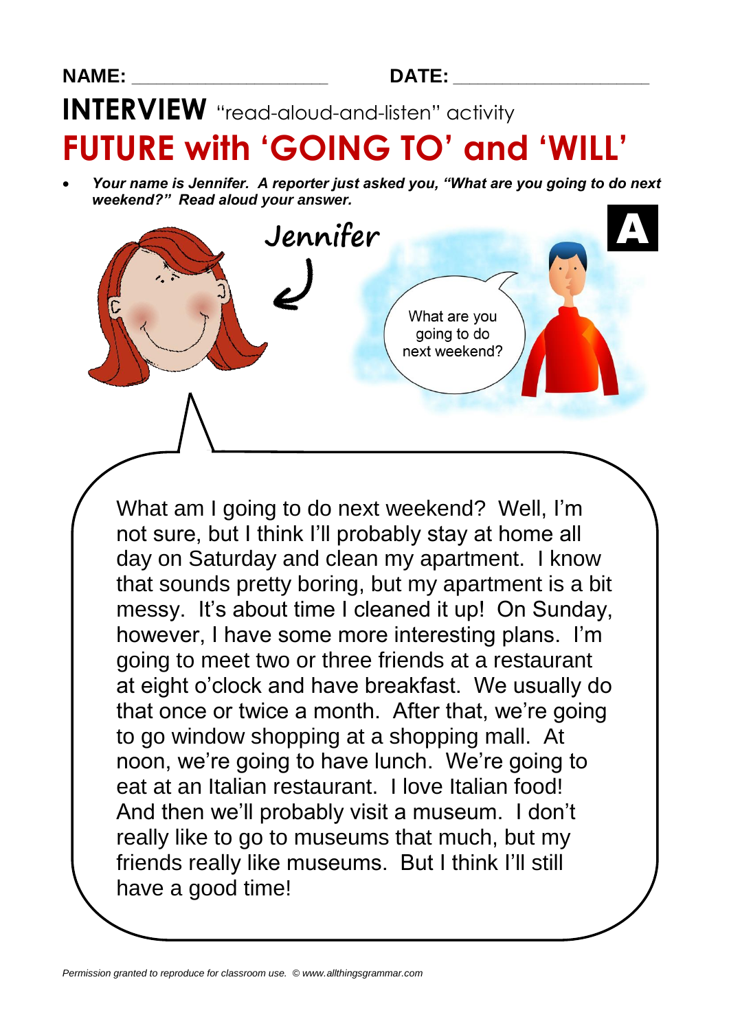NAME: ____________________ DATE: ____________________

# INTERVIEW "read-aloud-and-listen" activity

# FUTURE with 'GOING TO' and 'WILL'

- ***Your name is Jennifer. A reporter just asked you, "What are you going to do next weekend?" Read aloud your answer.***

Jennifer

**A**

What are you going to do next weekend?

What am I going to do next weekend? Well, I'm not sure, but I think I'll probably stay at home all day on Saturday and clean my apartment. I know that sounds pretty boring, but my apartment is a bit messy. It's about time I cleaned it up! On Sunday, however, I have some more interesting plans. I'm going to meet two or three friends at a restaurant at eight o'clock and have breakfast. We usually do that once or twice a month. After that, we're going to go window shopping at a shopping mall. At noon, we're going to have lunch. We're going to eat at an Italian restaurant. I love Italian food! And then we'll probably visit a museum. I don't really like to go to museums that much, but my friends really like museums. But I think I'll still have a good time!

*Permission granted to reproduce for classroom use. © www.allthingsgrammar.com*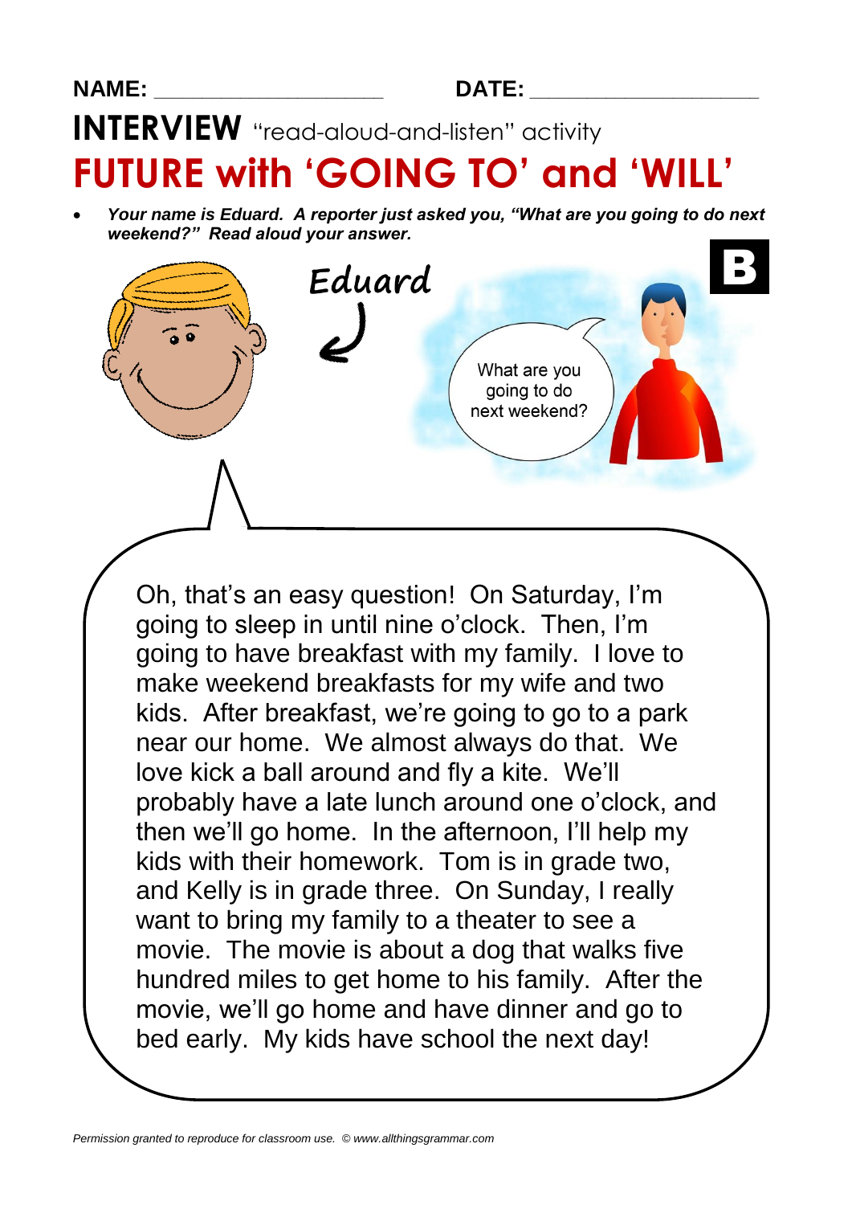**NAME:** ____________________ **DATE:** ____________________

# **INTERVIEW** "read-aloud-and-listen" activity

# FUTURE with 'GOING TO' and 'WILL'

- ***Your name is Eduard. A reporter just asked you, "What are you going to do next weekend?" Read aloud your answer.***

**B**

Eduard

What are you going to do next weekend?

Oh, that's an easy question! On Saturday, I'm going to sleep in until nine o'clock. Then, I'm going to have breakfast with my family. I love to make weekend breakfasts for my wife and two kids. After breakfast, we're going to go to a park near our home. We almost always do that. We love kick a ball around and fly a kite. We'll probably have a late lunch around one o'clock, and then we'll go home. In the afternoon, I'll help my kids with their homework. Tom is in grade two, and Kelly is in grade three. On Sunday, I really want to bring my family to a theater to see a movie. The movie is about a dog that walks five hundred miles to get home to his family. After the movie, we'll go home and have dinner and go to bed early. My kids have school the next day!

*Permission granted to reproduce for classroom use. © www.allthingsgrammar.com*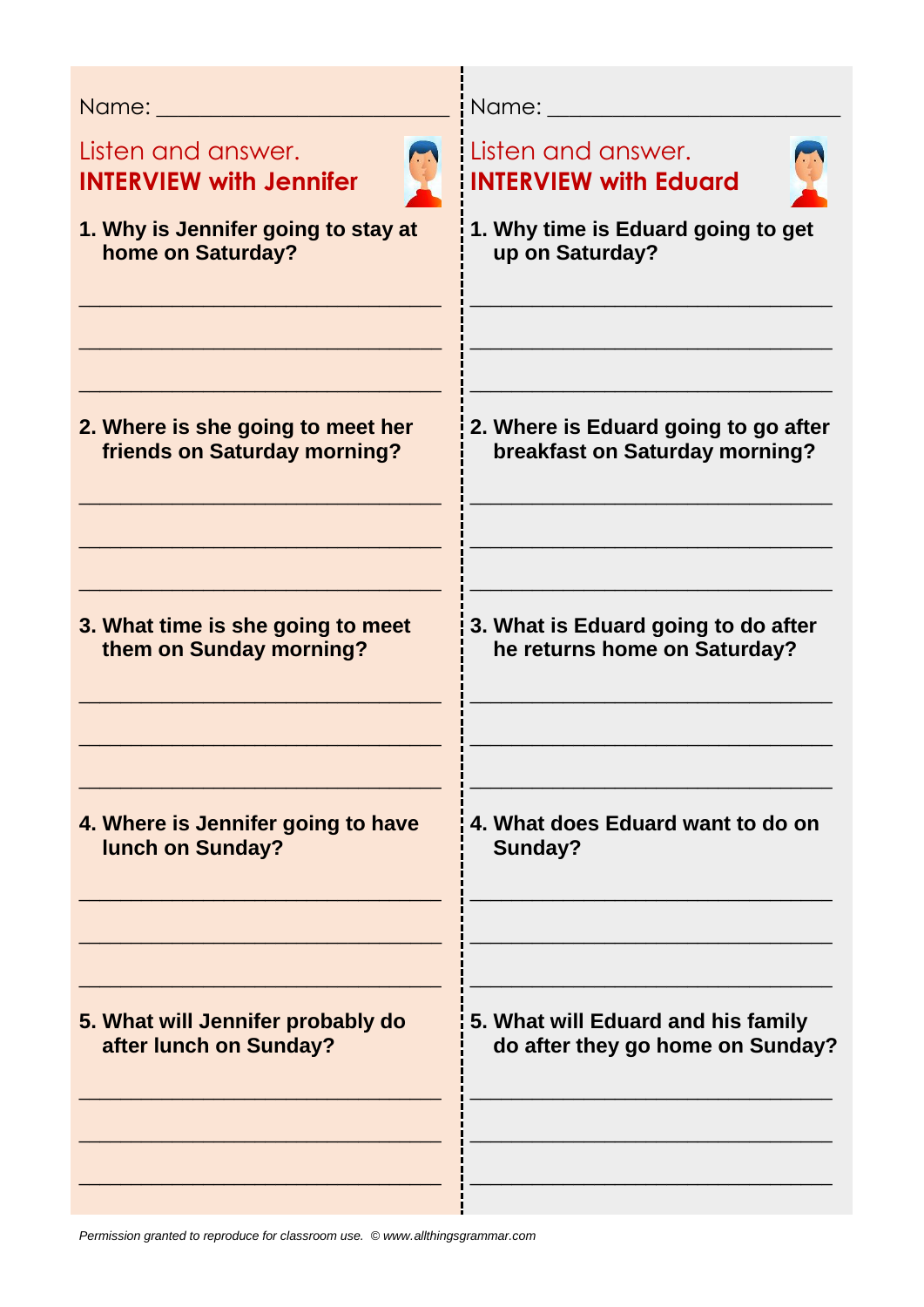Name: ______________________

Listen and answer.
**INTERVIEW with Jennifer**

**1. Why is Jennifer going to stay at home on Saturday?**

______________________________

______________________________

______________________________

**2. Where is she going to meet her friends on Saturday morning?**

______________________________

______________________________

______________________________

**3. What time is she going to meet them on Sunday morning?**

______________________________

______________________________

______________________________

**4. Where is Jennifer going to have lunch on Sunday?**

______________________________

______________________________

______________________________

**5. What will Jennifer probably do after lunch on Sunday?**

______________________________

______________________________

______________________________

---

Name: ______________________

Listen and answer.
**INTERVIEW with Eduard**

**1. Why time is Eduard going to get up on Saturday?**

______________________________

______________________________

______________________________

**2. Where is Eduard going to go after breakfast on Saturday morning?**

______________________________

______________________________

______________________________

**3. What is Eduard going to do after he returns home on Saturday?**

______________________________

______________________________

______________________________

**4. What does Eduard want to do on Sunday?**

______________________________

______________________________

______________________________

**5. What will Eduard and his family do after they go home on Sunday?**

______________________________

______________________________

______________________________

*Permission granted to reproduce for classroom use. © www.allthingsgrammar.com*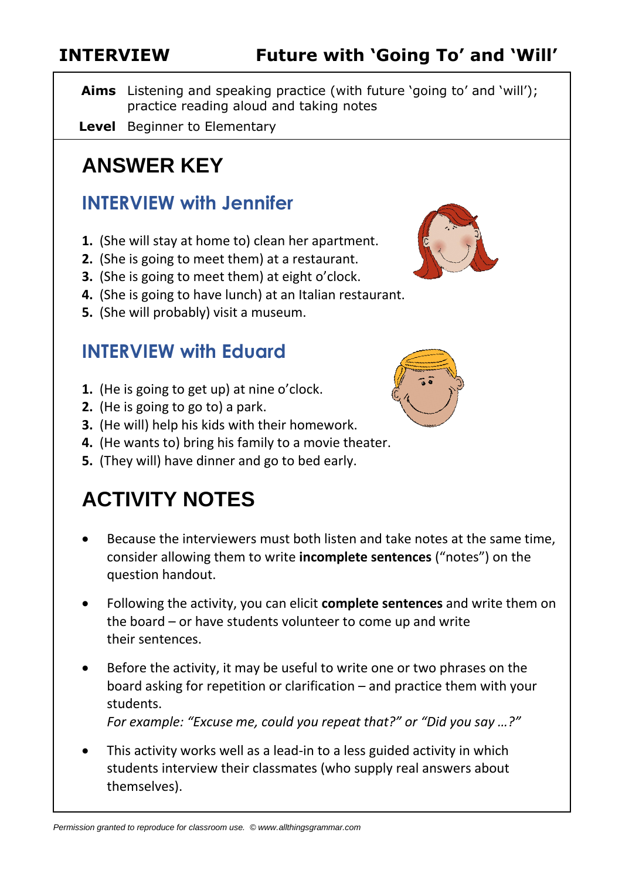**INTERVIEW** **Future with 'Going To' and 'Will'**

**Aims** Listening and speaking practice (with future 'going to' and 'will'); practice reading aloud and taking notes

**Level** Beginner to Elementary

# ANSWER KEY

## INTERVIEW with Jennifer

1. (She will stay at home to) clean her apartment.
2. (She is going to meet them) at a restaurant.
3. (She is going to meet them) at eight o'clock.
4. (She is going to have lunch) at an Italian restaurant.
5. (She will probably) visit a museum.

## INTERVIEW with Eduard

1. (He is going to get up) at nine o'clock.
2. (He is going to go to) a park.
3. (He will) help his kids with their homework.
4. (He wants to) bring his family to a movie theater.
5. (They will) have dinner and go to bed early.

# ACTIVITY NOTES

- Because the interviewers must both listen and take notes at the same time, consider allowing them to write **incomplete sentences** ("notes") on the question handout.
- Following the activity, you can elicit **complete sentences** and write them on the board – or have students volunteer to come up and write their sentences.
- Before the activity, it may be useful to write one or two phrases on the board asking for repetition or clarification – and practice them with your students.
  *For example: "Excuse me, could you repeat that?" or "Did you say …?"*
- This activity works well as a lead-in to a less guided activity in which students interview their classmates (who supply real answers about themselves).

*Permission granted to reproduce for classroom use. © www.allthingsgrammar.com*